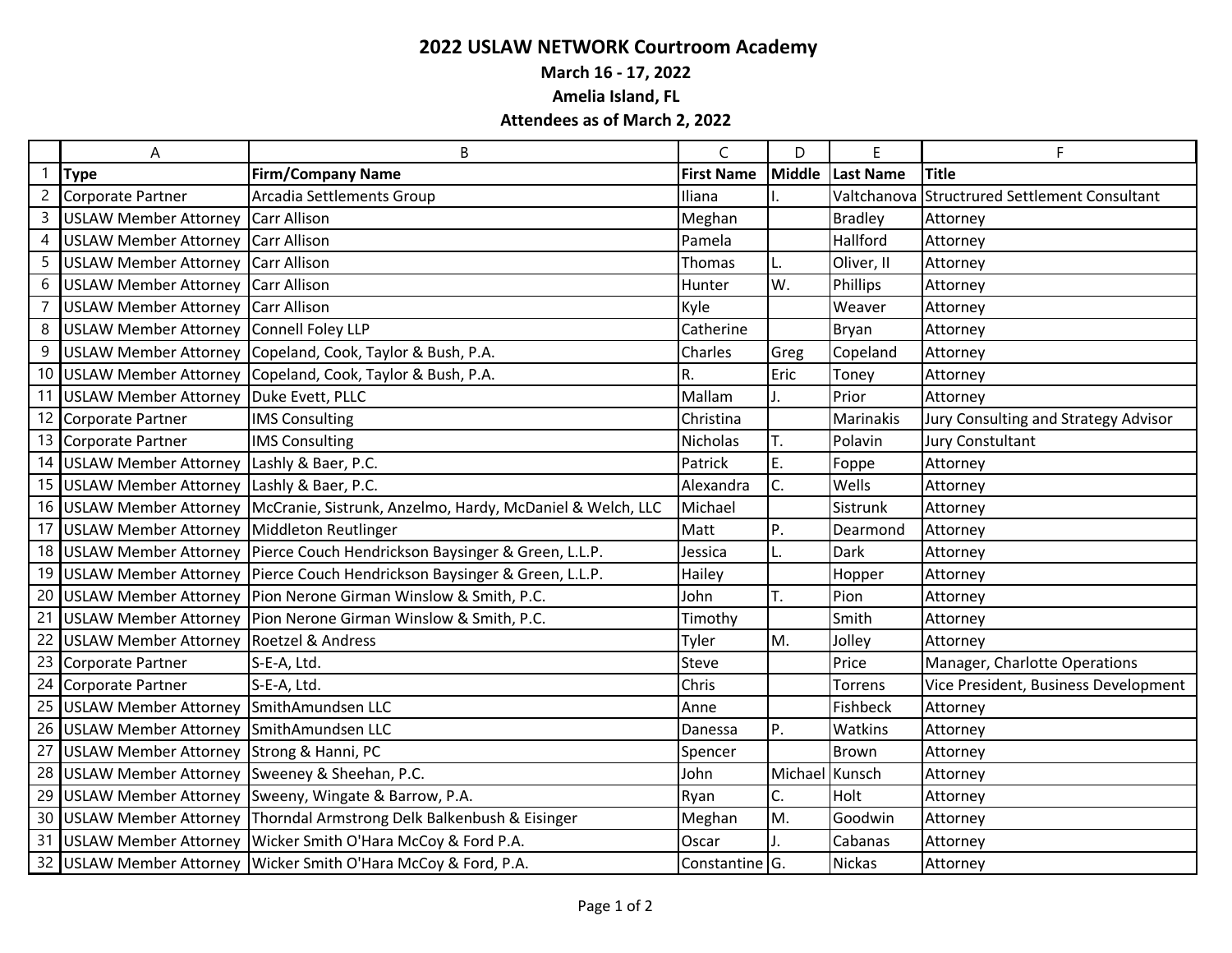# 2022 USLAW NETWORK Courtroom Academy

**March 16 - 17, 2022**

**Amelia Island, FL**

**Attendees as of March 2, 2022**

| | A | B | C | D | E | F |
|---|---|---|---|---|---|---|
| 1 | **Type** | **Firm/Company Name** | **First Name** | **Middle** | **Last Name** | **Title** |
| 2 | Corporate Partner | Arcadia Settlements Group | Iliana | I. | Valtchanova | Structrured Settlement Consultant |
| 3 | USLAW Member Attorney | Carr Allison | Meghan | | Bradley | Attorney |
| 4 | USLAW Member Attorney | Carr Allison | Pamela | | Hallford | Attorney |
| 5 | USLAW Member Attorney | Carr Allison | Thomas | L. | Oliver, II | Attorney |
| 6 | USLAW Member Attorney | Carr Allison | Hunter | W. | Phillips | Attorney |
| 7 | USLAW Member Attorney | Carr Allison | Kyle | | Weaver | Attorney |
| 8 | USLAW Member Attorney | Connell Foley LLP | Catherine | | Bryan | Attorney |
| 9 | USLAW Member Attorney | Copeland, Cook, Taylor & Bush, P.A. | Charles | Greg | Copeland | Attorney |
| 10 | USLAW Member Attorney | Copeland, Cook, Taylor & Bush, P.A. | R. | Eric | Toney | Attorney |
| 11 | USLAW Member Attorney | Duke Evett, PLLC | Mallam | J. | Prior | Attorney |
| 12 | Corporate Partner | IMS Consulting | Christina | | Marinakis | Jury Consulting and Strategy Advisor |
| 13 | Corporate Partner | IMS Consulting | Nicholas | T. | Polavin | Jury Constultant |
| 14 | USLAW Member Attorney | Lashly & Baer, P.C. | Patrick | E. | Foppe | Attorney |
| 15 | USLAW Member Attorney | Lashly & Baer, P.C. | Alexandra | C. | Wells | Attorney |
| 16 | USLAW Member Attorney | McCranie, Sistrunk, Anzelmo, Hardy, McDaniel & Welch, LLC | Michael | | Sistrunk | Attorney |
| 17 | USLAW Member Attorney | Middleton Reutlinger | Matt | P. | Dearmond | Attorney |
| 18 | USLAW Member Attorney | Pierce Couch Hendrickson Baysinger & Green, L.L.P. | Jessica | L. | Dark | Attorney |
| 19 | USLAW Member Attorney | Pierce Couch Hendrickson Baysinger & Green, L.L.P. | Hailey | | Hopper | Attorney |
| 20 | USLAW Member Attorney | Pion Nerone Girman Winslow & Smith, P.C. | John | T. | Pion | Attorney |
| 21 | USLAW Member Attorney | Pion Nerone Girman Winslow & Smith, P.C. | Timothy | | Smith | Attorney |
| 22 | USLAW Member Attorney | Roetzel & Andress | Tyler | M. | Jolley | Attorney |
| 23 | Corporate Partner | S-E-A, Ltd. | Steve | | Price | Manager, Charlotte Operations |
| 24 | Corporate Partner | S-E-A, Ltd. | Chris | | Torrens | Vice President, Business Development |
| 25 | USLAW Member Attorney | SmithAmundsen LLC | Anne | | Fishbeck | Attorney |
| 26 | USLAW Member Attorney | SmithAmundsen LLC | Danessa | P. | Watkins | Attorney |
| 27 | USLAW Member Attorney | Strong & Hanni, PC | Spencer | | Brown | Attorney |
| 28 | USLAW Member Attorney | Sweeney & Sheehan, P.C. | John | Michael | Kunsch | Attorney |
| 29 | USLAW Member Attorney | Sweeny, Wingate & Barrow, P.A. | Ryan | C. | Holt | Attorney |
| 30 | USLAW Member Attorney | Thorndal Armstrong Delk Balkenbush & Eisinger | Meghan | M. | Goodwin | Attorney |
| 31 | USLAW Member Attorney | Wicker Smith O'Hara McCoy & Ford P.A. | Oscar | J. | Cabanas | Attorney |
| 32 | USLAW Member Attorney | Wicker Smith O'Hara McCoy & Ford, P.A. | Constantine | G. | Nickas | Attorney |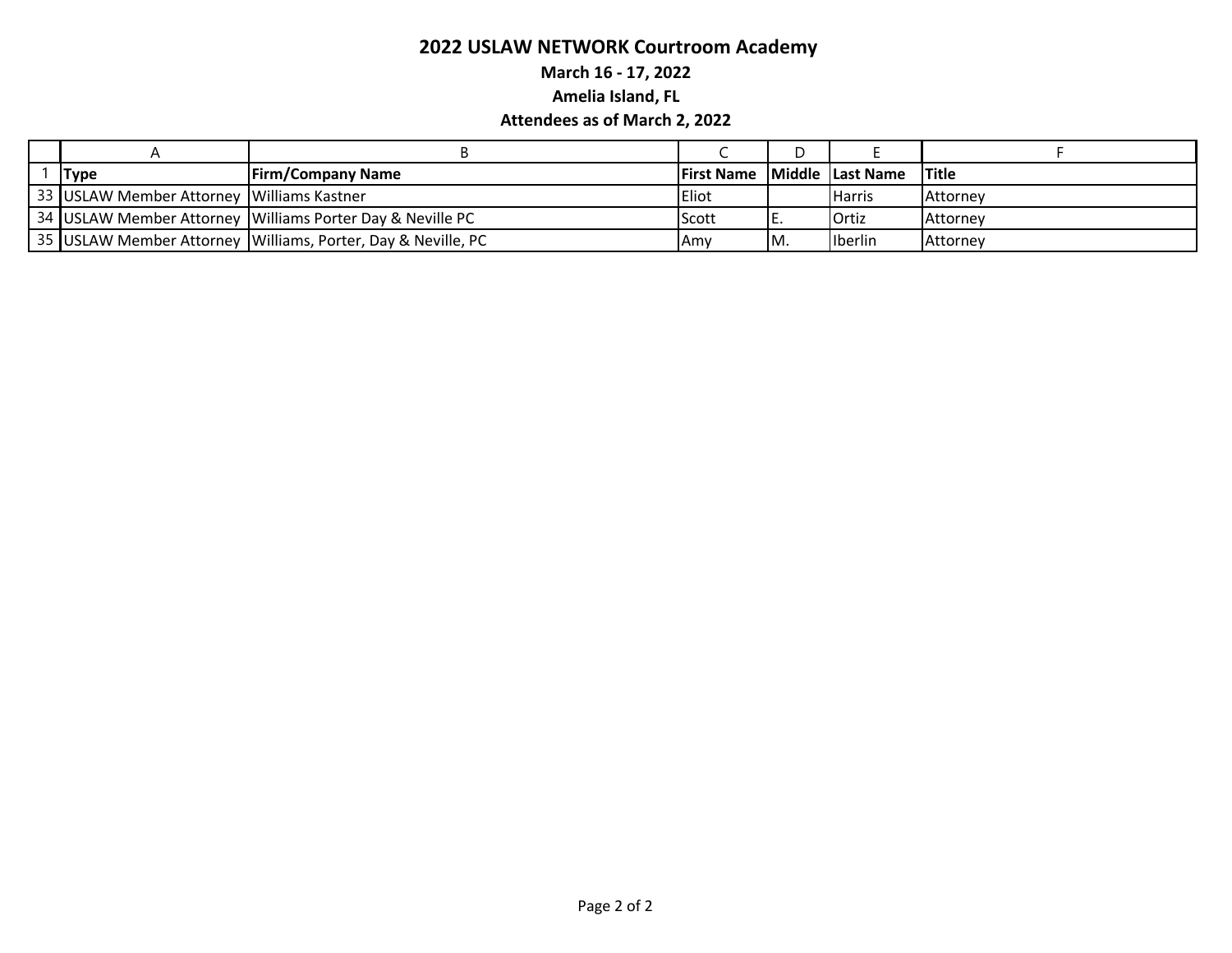## 2022 USLAW NETWORK Courtroom Academy

**March 16 - 17, 2022**

**Amelia Island, FL**

**Attendees as of March 2, 2022**

| | A | B | C | D | E | F |
|---|---|---|---|---|---|---|
| 1 | **Type** | **Firm/Company Name** | **First Name** | **Middle** | **Last Name** | **Title** |
| 33 | USLAW Member Attorney | Williams Kastner | Eliot | | Harris | Attorney |
| 34 | USLAW Member Attorney | Williams Porter Day & Neville PC | Scott | E. | Ortiz | Attorney |
| 35 | USLAW Member Attorney | Williams, Porter, Day & Neville, PC | Amy | M. | Iberlin | Attorney |